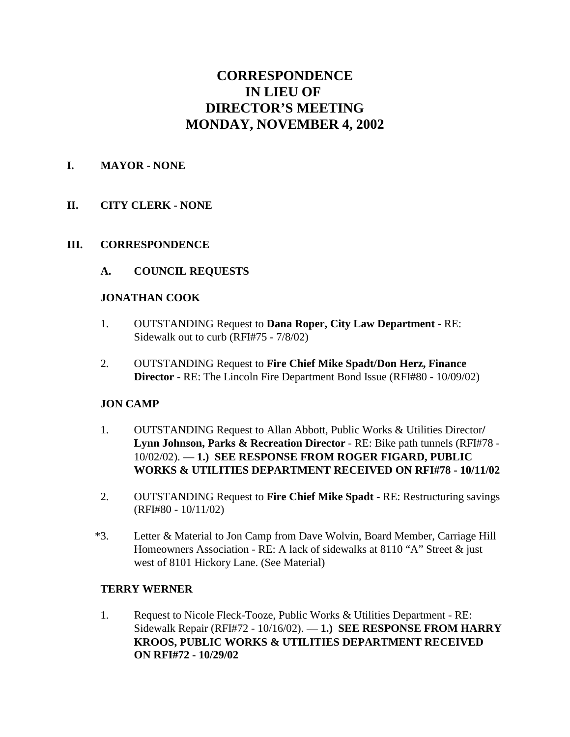# CORRESPONDENCE
# IN LIEU OF
# DIRECTOR'S MEETING
# MONDAY, NOVEMBER 4, 2002

## I. MAYOR - NONE

## II. CITY CLERK - NONE

## III. CORRESPONDENCE

### A. COUNCIL REQUESTS

**JONATHAN COOK**

1. OUTSTANDING Request to **Dana Roper, City Law Department** - RE: Sidewalk out to curb (RFI#75 - 7/8/02)

2. OUTSTANDING Request to **Fire Chief Mike Spadt/Don Herz, Finance Director** - RE: The Lincoln Fire Department Bond Issue (RFI#80 - 10/09/02)

**JON CAMP**

1. OUTSTANDING Request to Allan Abbott, Public Works & Utilities Director/ **Lynn Johnson, Parks & Recreation Director** - RE: Bike path tunnels (RFI#78 - 10/02/02). — **1.) SEE RESPONSE FROM ROGER FIGARD, PUBLIC WORKS & UTILITIES DEPARTMENT RECEIVED ON RFI#78 - 10/11/02**

2. OUTSTANDING Request to **Fire Chief Mike Spadt** - RE: Restructuring savings (RFI#80 - 10/11/02)

*3. Letter & Material to Jon Camp from Dave Wolvin, Board Member, Carriage Hill Homeowners Association - RE: A lack of sidewalks at 8110 "A" Street & just west of 8101 Hickory Lane. (See Material)

**TERRY WERNER**

1. Request to Nicole Fleck-Tooze, Public Works & Utilities Department - RE: Sidewalk Repair (RFI#72 - 10/16/02). — **1.) SEE RESPONSE FROM HARRY KROOS, PUBLIC WORKS & UTILITIES DEPARTMENT RECEIVED ON RFI#72 - 10/29/02**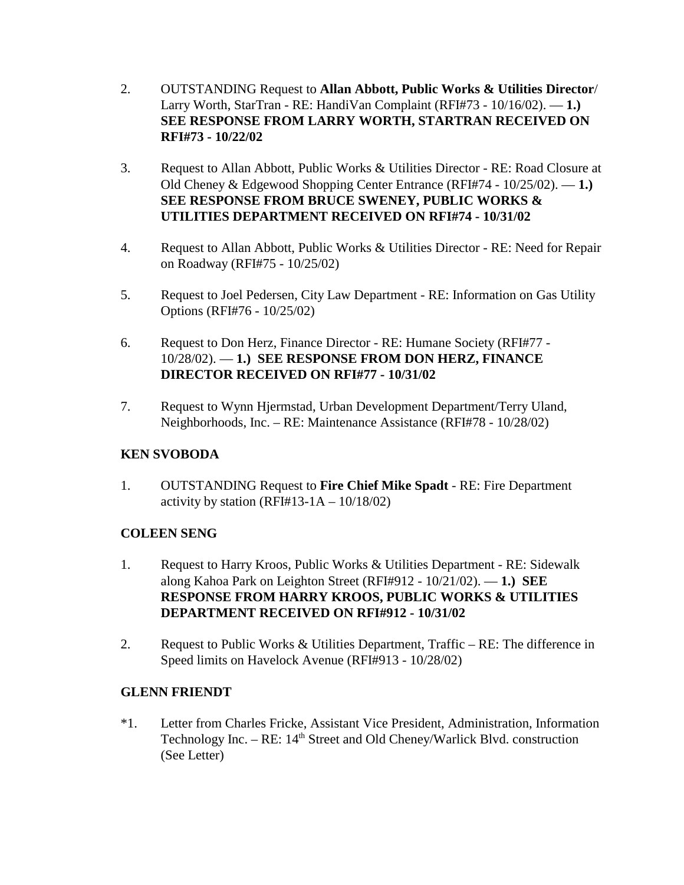2. OUTSTANDING Request to **Allan Abbott, Public Works & Utilities Director**/ Larry Worth, StarTran - RE: HandiVan Complaint (RFI#73 - 10/16/02). — **1.) SEE RESPONSE FROM LARRY WORTH, STARTRAN RECEIVED ON RFI#73 - 10/22/02**

3. Request to Allan Abbott, Public Works & Utilities Director - RE: Road Closure at Old Cheney & Edgewood Shopping Center Entrance (RFI#74 - 10/25/02). — **1.) SEE RESPONSE FROM BRUCE SWENEY, PUBLIC WORKS & UTILITIES DEPARTMENT RECEIVED ON RFI#74 - 10/31/02**

4. Request to Allan Abbott, Public Works & Utilities Director - RE: Need for Repair on Roadway (RFI#75 - 10/25/02)

5. Request to Joel Pedersen, City Law Department - RE: Information on Gas Utility Options (RFI#76 - 10/25/02)

6. Request to Don Herz, Finance Director - RE: Humane Society (RFI#77 - 10/28/02). — **1.) SEE RESPONSE FROM DON HERZ, FINANCE DIRECTOR RECEIVED ON RFI#77 - 10/31/02**

7. Request to Wynn Hjermstad, Urban Development Department/Terry Uland, Neighborhoods, Inc. – RE: Maintenance Assistance (RFI#78 - 10/28/02)

**KEN SVOBODA**

1. OUTSTANDING Request to **Fire Chief Mike Spadt** - RE: Fire Department activity by station (RFI#13-1A – 10/18/02)

**COLEEN SENG**

1. Request to Harry Kroos, Public Works & Utilities Department - RE: Sidewalk along Kahoa Park on Leighton Street (RFI#912 - 10/21/02). — **1.) SEE RESPONSE FROM HARRY KROOS, PUBLIC WORKS & UTILITIES DEPARTMENT RECEIVED ON RFI#912 - 10/31/02**

2. Request to Public Works & Utilities Department, Traffic – RE: The difference in Speed limits on Havelock Avenue (RFI#913 - 10/28/02)

**GLENN FRIENDT**

*1. Letter from Charles Fricke, Assistant Vice President, Administration, Information Technology Inc. – RE: 14th Street and Old Cheney/Warlick Blvd. construction (See Letter)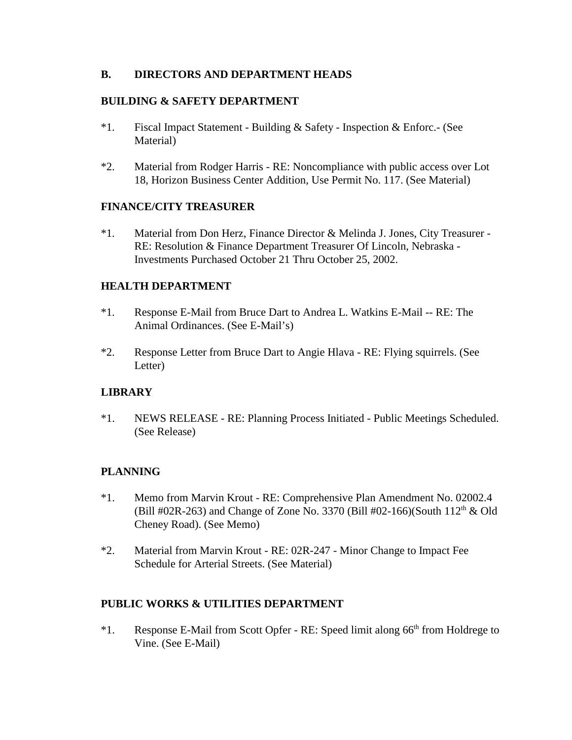## B. DIRECTORS AND DEPARTMENT HEADS

### BUILDING & SAFETY DEPARTMENT

*1. Fiscal Impact Statement - Building & Safety - Inspection & Enforc.- (See Material)

*2. Material from Rodger Harris - RE: Noncompliance with public access over Lot 18, Horizon Business Center Addition, Use Permit No. 117. (See Material)

### FINANCE/CITY TREASURER

*1. Material from Don Herz, Finance Director & Melinda J. Jones, City Treasurer - RE: Resolution & Finance Department Treasurer Of Lincoln, Nebraska - Investments Purchased October 21 Thru October 25, 2002.

### HEALTH DEPARTMENT

*1. Response E-Mail from Bruce Dart to Andrea L. Watkins E-Mail -- RE: The Animal Ordinances. (See E-Mail's)

*2. Response Letter from Bruce Dart to Angie Hlava - RE: Flying squirrels. (See Letter)

### LIBRARY

*1. NEWS RELEASE - RE: Planning Process Initiated - Public Meetings Scheduled. (See Release)

### PLANNING

*1. Memo from Marvin Krout - RE: Comprehensive Plan Amendment No. 02002.4 (Bill #02R-263) and Change of Zone No. 3370 (Bill #02-166)(South 112th & Old Cheney Road). (See Memo)

*2. Material from Marvin Krout - RE: 02R-247 - Minor Change to Impact Fee Schedule for Arterial Streets. (See Material)

### PUBLIC WORKS & UTILITIES DEPARTMENT

*1. Response E-Mail from Scott Opfer - RE: Speed limit along 66th from Holdrege to Vine. (See E-Mail)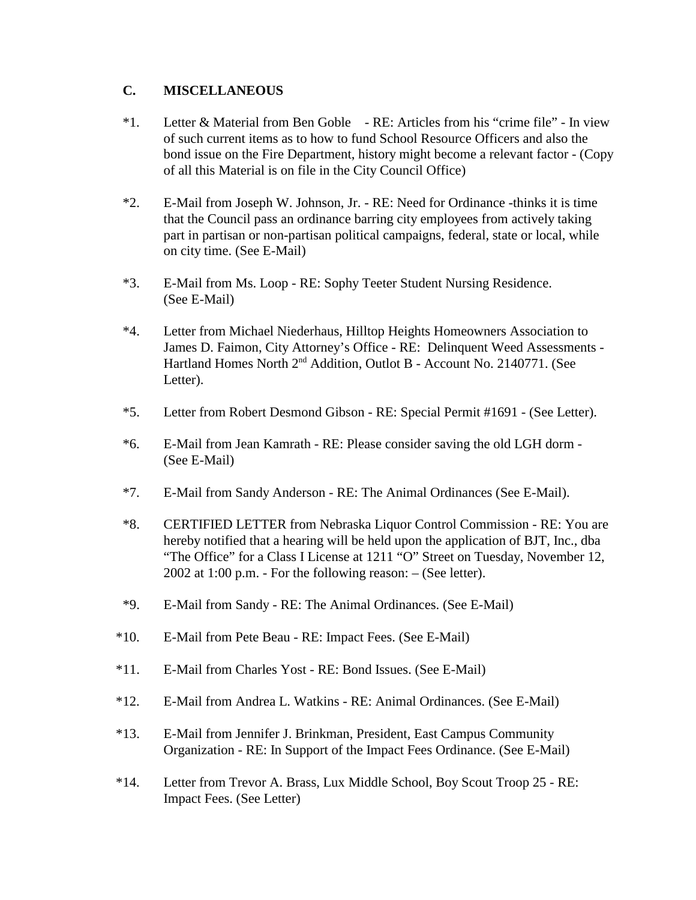## C. MISCELLANEOUS

*1. Letter & Material from Ben Goble - RE: Articles from his "crime file" - In view of such current items as to how to fund School Resource Officers and also the bond issue on the Fire Department, history might become a relevant factor - (Copy of all this Material is on file in the City Council Office)

*2. E-Mail from Joseph W. Johnson, Jr. - RE: Need for Ordinance -thinks it is time that the Council pass an ordinance barring city employees from actively taking part in partisan or non-partisan political campaigns, federal, state or local, while on city time. (See E-Mail)

*3. E-Mail from Ms. Loop - RE: Sophy Teeter Student Nursing Residence. (See E-Mail)

*4. Letter from Michael Niederhaus, Hilltop Heights Homeowners Association to James D. Faimon, City Attorney's Office - RE: Delinquent Weed Assessments - Hartland Homes North 2nd Addition, Outlot B - Account No. 2140771. (See Letter).

*5. Letter from Robert Desmond Gibson - RE: Special Permit #1691 - (See Letter).

*6. E-Mail from Jean Kamrath - RE: Please consider saving the old LGH dorm - (See E-Mail)

*7. E-Mail from Sandy Anderson - RE: The Animal Ordinances (See E-Mail).

*8. CERTIFIED LETTER from Nebraska Liquor Control Commission - RE: You are hereby notified that a hearing will be held upon the application of BJT, Inc., dba "The Office" for a Class I License at 1211 "O" Street on Tuesday, November 12, 2002 at 1:00 p.m. - For the following reason: – (See letter).

*9. E-Mail from Sandy - RE: The Animal Ordinances. (See E-Mail)

*10. E-Mail from Pete Beau - RE: Impact Fees. (See E-Mail)

*11. E-Mail from Charles Yost - RE: Bond Issues. (See E-Mail)

*12. E-Mail from Andrea L. Watkins - RE: Animal Ordinances. (See E-Mail)

*13. E-Mail from Jennifer J. Brinkman, President, East Campus Community Organization - RE: In Support of the Impact Fees Ordinance. (See E-Mail)

*14. Letter from Trevor A. Brass, Lux Middle School, Boy Scout Troop 25 - RE: Impact Fees. (See Letter)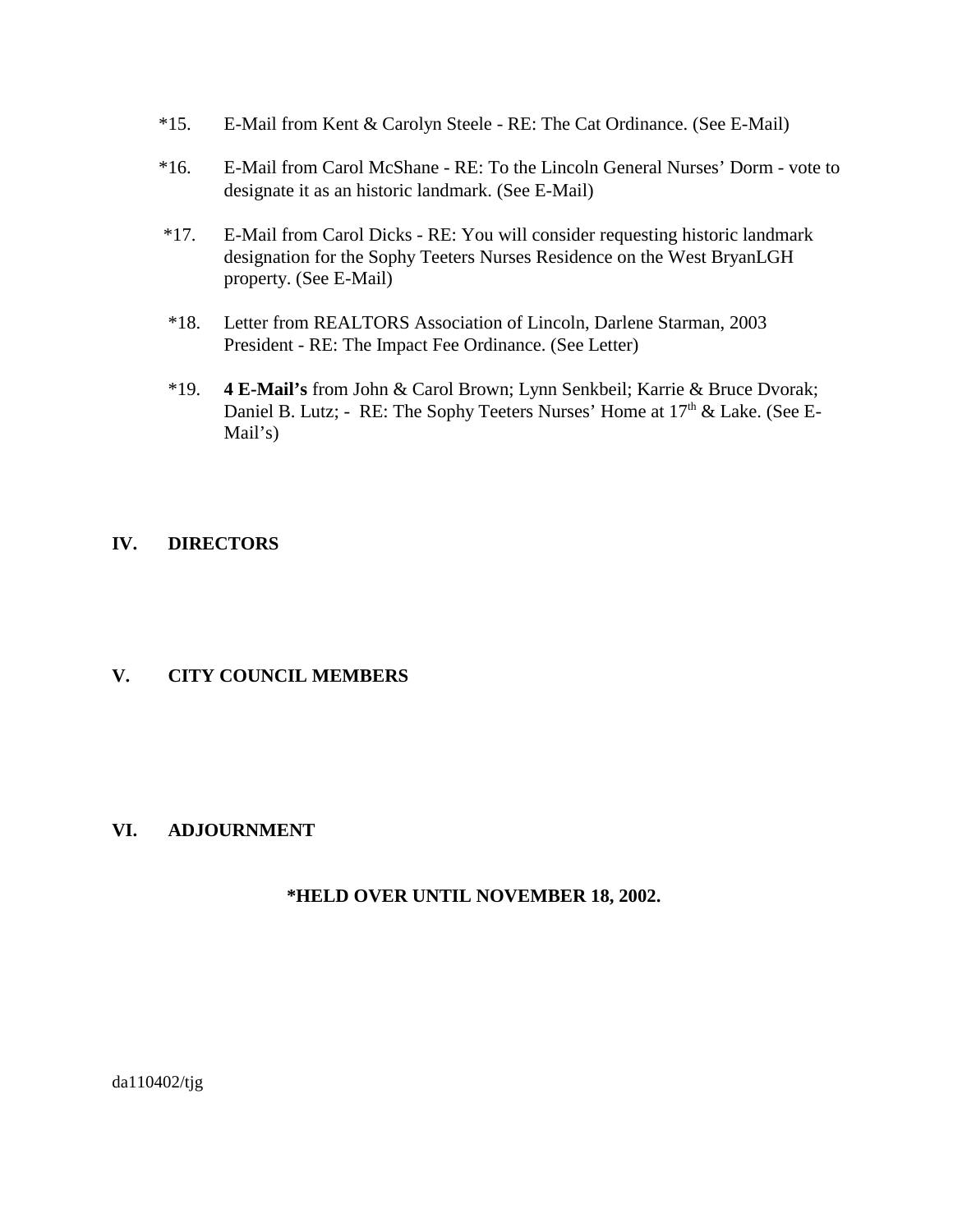*15. E-Mail from Kent & Carolyn Steele - RE: The Cat Ordinance. (See E-Mail)

*16. E-Mail from Carol McShane - RE: To the Lincoln General Nurses' Dorm - vote to designate it as an historic landmark. (See E-Mail)

*17. E-Mail from Carol Dicks - RE: You will consider requesting historic landmark designation for the Sophy Teeters Nurses Residence on the West BryanLGH property. (See E-Mail)

*18. Letter from REALTORS Association of Lincoln, Darlene Starman, 2003 President - RE: The Impact Fee Ordinance. (See Letter)

*19. **4 E-Mail's** from John & Carol Brown; Lynn Senkbeil; Karrie & Bruce Dvorak; Daniel B. Lutz; - RE: The Sophy Teeters Nurses' Home at 17th & Lake. (See E-Mail's)

## IV. DIRECTORS

## V. CITY COUNCIL MEMBERS

## VI. ADJOURNMENT

**\*HELD OVER UNTIL NOVEMBER 18, 2002.**

da110402/tjg